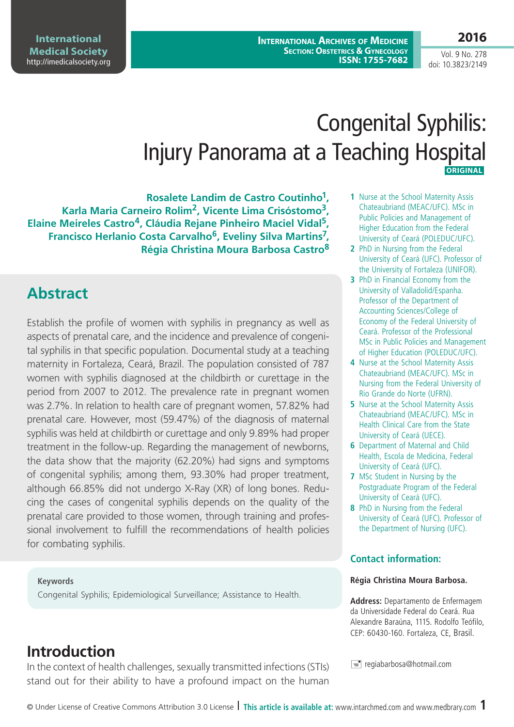# Congenital Syphilis: Injury Panorama at a Teaching Hospital

ORIGINAL

**Rosalete Landim de Castro Coutinho[1], Karla Maria Carneiro Rolim[2], Vicente Lima Crisóstomo[3], Elaine Meireles Castro[4], Cláudia Rejane Pinheiro Maciel Vidal[5], Francisco Herlanio Costa Carvalho[6], Eveliny Silva Martins[7], Régia Christina Moura Barbosa Castro[8]**

1 Nurse at the School Maternity Assis Chateaubriand (MEAC/UFC). MSc in Public Policies and Management of Higher Education from the Federal University of Ceará (POLEDUC/UFC).

2 PhD in Nursing from the Federal University of Ceará (UFC). Professor of the University of Fortaleza (UNIFOR).

3 PhD in Financial Economy from the University of Valladolid/Espanha. Professor of the Department of Accounting Sciences/College of Economy of the Federal University of Ceará. Professor of the Professional MSc in Public Policies and Management of Higher Education (POLEDUC/UFC).

4 Nurse at the School Maternity Assis Chateaubriand (MEAC/UFC). MSc in Nursing from the Federal University of Rio Grande do Norte (UFRN).

5 Nurse at the School Maternity Assis Chateaubriand (MEAC/UFC). MSc in Health Clinical Care from the State University of Ceará (UECE).

6 Department of Maternal and Child Health, Escola de Medicina, Federal University of Ceará (UFC).

7 MSc Student in Nursing by the Postgraduate Program of the Federal University of Ceará (UFC).

8 PhD in Nursing from the Federal University of Ceará (UFC). Professor of the Department of Nursing (UFC).

## Abstract

Establish the profile of women with syphilis in pregnancy as well as aspects of prenatal care, and the incidence and prevalence of congenital syphilis in that specific population. Documental study at a teaching maternity in Fortaleza, Ceará, Brazil. The population consisted of 787 women with syphilis diagnosed at the childbirth or curettage in the period from 2007 to 2012. The prevalence rate in pregnant women was 2.7%. In relation to health care of pregnant women, 57.82% had prenatal care. However, most (59.47%) of the diagnosis of maternal syphilis was held at childbirth or curettage and only 9.89% had proper treatment in the follow-up. Regarding the management of newborns, the data show that the majority (62.20%) had signs and symptoms of congenital syphilis; among them, 93.30% had proper treatment, although 66.85% did not undergo X-Ray (XR) of long bones. Reducing the cases of congenital syphilis depends on the quality of the prenatal care provided to those women, through training and professional involvement to fulfill the recommendations of health policies for combating syphilis.

**Keywords**

Congenital Syphilis; Epidemiological Surveillance; Assistance to Health.

### Contact information:

**Régia Christina Moura Barbosa.**

**Address:** Departamento de Enfermagem da Universidade Federal do Ceará. Rua Alexandre Baraúna, 1115. Rodolfo Teófilo, CEP: 60430-160. Fortaleza, CE, Brasil.

regiabarbosa@hotmail.com

## Introduction

In the context of health challenges, sexually transmitted infections (STIs) stand out for their ability to have a profound impact on the human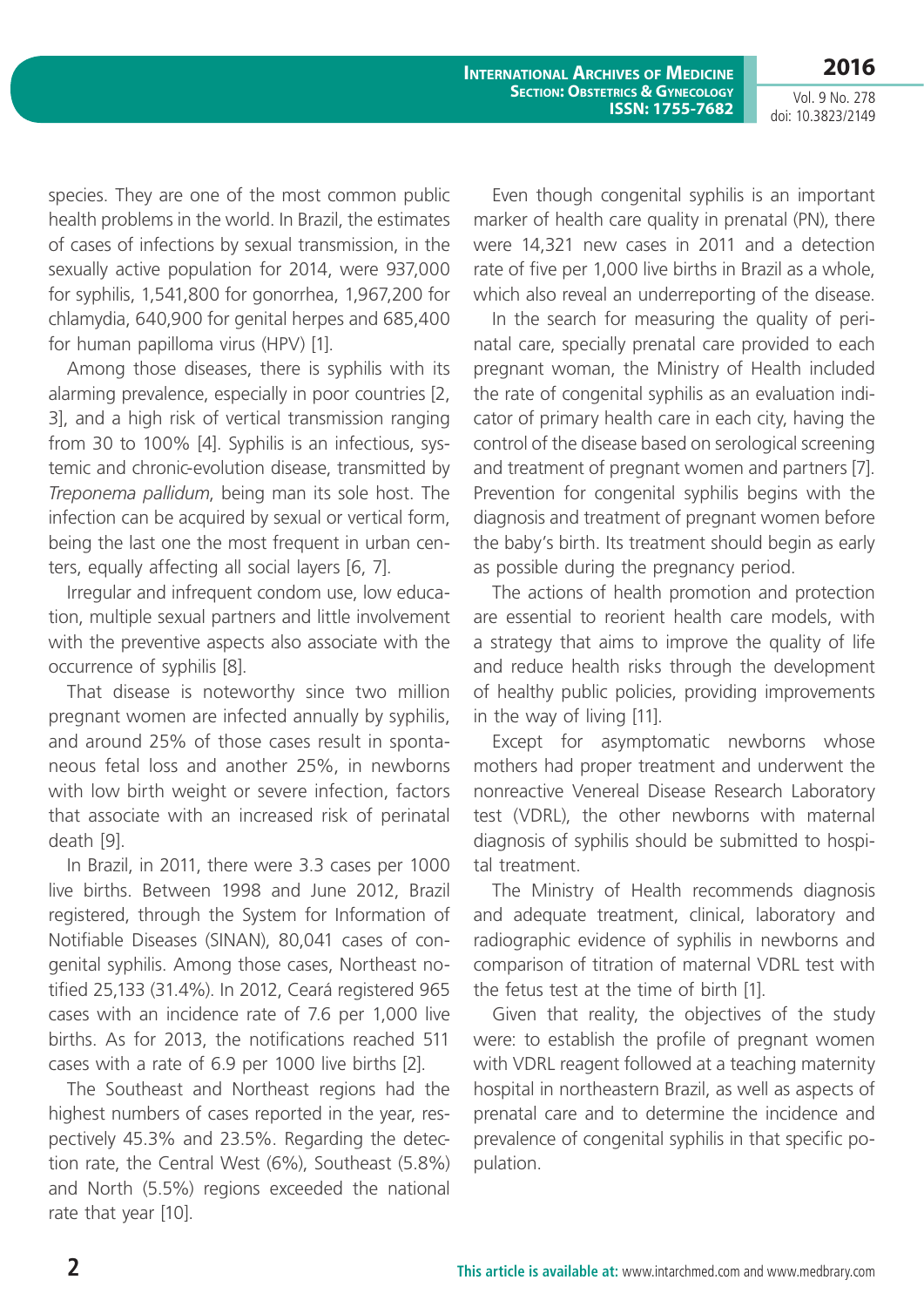species. They are one of the most common public health problems in the world. In Brazil, the estimates of cases of infections by sexual transmission, in the sexually active population for 2014, were 937,000 for syphilis, 1,541,800 for gonorrhea, 1,967,200 for chlamydia, 640,900 for genital herpes and 685,400 for human papilloma virus (HPV) [1].

Among those diseases, there is syphilis with its alarming prevalence, especially in poor countries [2, 3], and a high risk of vertical transmission ranging from 30 to 100% [4]. Syphilis is an infectious, systemic and chronic-evolution disease, transmitted by *Treponema pallidum*, being man its sole host. The infection can be acquired by sexual or vertical form, being the last one the most frequent in urban centers, equally affecting all social layers [6, 7].

Irregular and infrequent condom use, low education, multiple sexual partners and little involvement with the preventive aspects also associate with the occurrence of syphilis [8].

That disease is noteworthy since two million pregnant women are infected annually by syphilis, and around 25% of those cases result in spontaneous fetal loss and another 25%, in newborns with low birth weight or severe infection, factors that associate with an increased risk of perinatal death [9].

In Brazil, in 2011, there were 3.3 cases per 1000 live births. Between 1998 and June 2012, Brazil registered, through the System for Information of Notifiable Diseases (SINAN), 80,041 cases of congenital syphilis. Among those cases, Northeast notified 25,133 (31.4%). In 2012, Ceará registered 965 cases with an incidence rate of 7.6 per 1,000 live births. As for 2013, the notifications reached 511 cases with a rate of 6.9 per 1000 live births [2].

The Southeast and Northeast regions had the highest numbers of cases reported in the year, respectively 45.3% and 23.5%. Regarding the detection rate, the Central West (6%), Southeast (5.8%) and North (5.5%) regions exceeded the national rate that year [10].

Even though congenital syphilis is an important marker of health care quality in prenatal (PN), there were 14,321 new cases in 2011 and a detection rate of five per 1,000 live births in Brazil as a whole, which also reveal an underreporting of the disease.

In the search for measuring the quality of perinatal care, specially prenatal care provided to each pregnant woman, the Ministry of Health included the rate of congenital syphilis as an evaluation indicator of primary health care in each city, having the control of the disease based on serological screening and treatment of pregnant women and partners [7]. Prevention for congenital syphilis begins with the diagnosis and treatment of pregnant women before the baby's birth. Its treatment should begin as early as possible during the pregnancy period.

The actions of health promotion and protection are essential to reorient health care models, with a strategy that aims to improve the quality of life and reduce health risks through the development of healthy public policies, providing improvements in the way of living [11].

Except for asymptomatic newborns whose mothers had proper treatment and underwent the nonreactive Venereal Disease Research Laboratory test (VDRL), the other newborns with maternal diagnosis of syphilis should be submitted to hospital treatment.

The Ministry of Health recommends diagnosis and adequate treatment, clinical, laboratory and radiographic evidence of syphilis in newborns and comparison of titration of maternal VDRL test with the fetus test at the time of birth [1].

Given that reality, the objectives of the study were: to establish the profile of pregnant women with VDRL reagent followed at a teaching maternity hospital in northeastern Brazil, as well as aspects of prenatal care and to determine the incidence and prevalence of congenital syphilis in that specific population.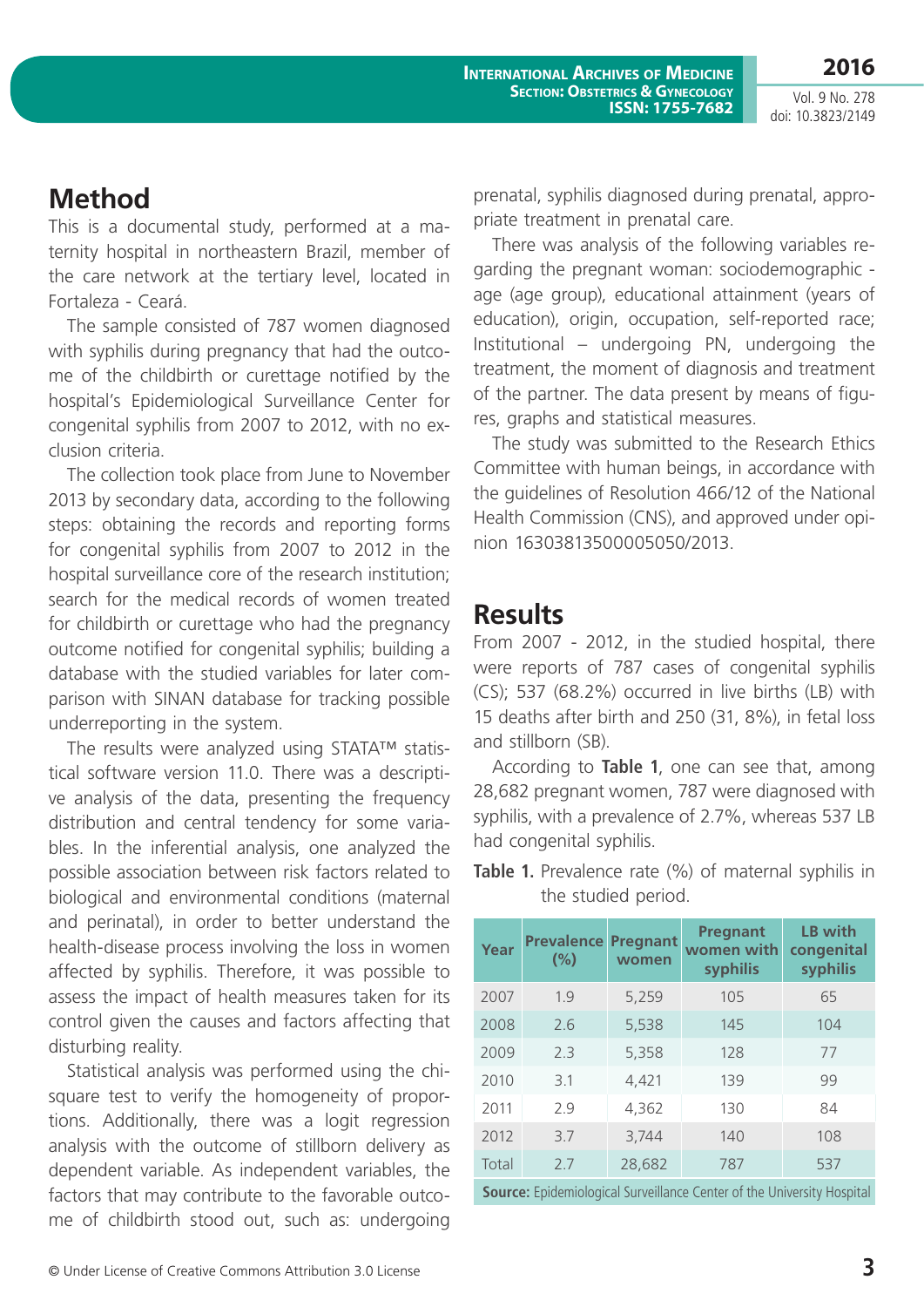## Method

This is a documental study, performed at a maternity hospital in northeastern Brazil, member of the care network at the tertiary level, located in Fortaleza - Ceará.

The sample consisted of 787 women diagnosed with syphilis during pregnancy that had the outcome of the childbirth or curettage notified by the hospital's Epidemiological Surveillance Center for congenital syphilis from 2007 to 2012, with no exclusion criteria.

The collection took place from June to November 2013 by secondary data, according to the following steps: obtaining the records and reporting forms for congenital syphilis from 2007 to 2012 in the hospital surveillance core of the research institution; search for the medical records of women treated for childbirth or curettage who had the pregnancy outcome notified for congenital syphilis; building a database with the studied variables for later comparison with SINAN database for tracking possible underreporting in the system.

The results were analyzed using STATA™ statistical software version 11.0. There was a descriptive analysis of the data, presenting the frequency distribution and central tendency for some variables. In the inferential analysis, one analyzed the possible association between risk factors related to biological and environmental conditions (maternal and perinatal), in order to better understand the health-disease process involving the loss in women affected by syphilis. Therefore, it was possible to assess the impact of health measures taken for its control given the causes and factors affecting that disturbing reality.

Statistical analysis was performed using the chi-square test to verify the homogeneity of proportions. Additionally, there was a logit regression analysis with the outcome of stillborn delivery as dependent variable. As independent variables, the factors that may contribute to the favorable outcome of childbirth stood out, such as: undergoing prenatal, syphilis diagnosed during prenatal, appropriate treatment in prenatal care.

There was analysis of the following variables regarding the pregnant woman: sociodemographic - age (age group), educational attainment (years of education), origin, occupation, self-reported race; Institutional – undergoing PN, undergoing the treatment, the moment of diagnosis and treatment of the partner. The data present by means of figures, graphs and statistical measures.

The study was submitted to the Research Ethics Committee with human beings, in accordance with the guidelines of Resolution 466/12 of the National Health Commission (CNS), and approved under opinion 16303813500005050/2013.

## Results

From 2007 - 2012, in the studied hospital, there were reports of 787 cases of congenital syphilis (CS); 537 (68.2%) occurred in live births (LB) with 15 deaths after birth and 250 (31, 8%), in fetal loss and stillborn (SB).

According to **Table 1**, one can see that, among 28,682 pregnant women, 787 were diagnosed with syphilis, with a prevalence of 2.7%, whereas 537 LB had congenital syphilis.

**Table 1.** Prevalence rate (%) of maternal syphilis in the studied period.

| Year | Prevalence (%) | Pregnant women | Pregnant women with syphilis | LB with congenital syphilis |
|---|---|---|---|---|
| 2007 | 1.9 | 5,259 | 105 | 65 |
| 2008 | 2.6 | 5,538 | 145 | 104 |
| 2009 | 2.3 | 5,358 | 128 | 77 |
| 2010 | 3.1 | 4,421 | 139 | 99 |
| 2011 | 2.9 | 4,362 | 130 | 84 |
| 2012 | 3.7 | 3,744 | 140 | 108 |
| Total | 2.7 | 28,682 | 787 | 537 |

**Source:** Epidemiological Surveillance Center of the University Hospital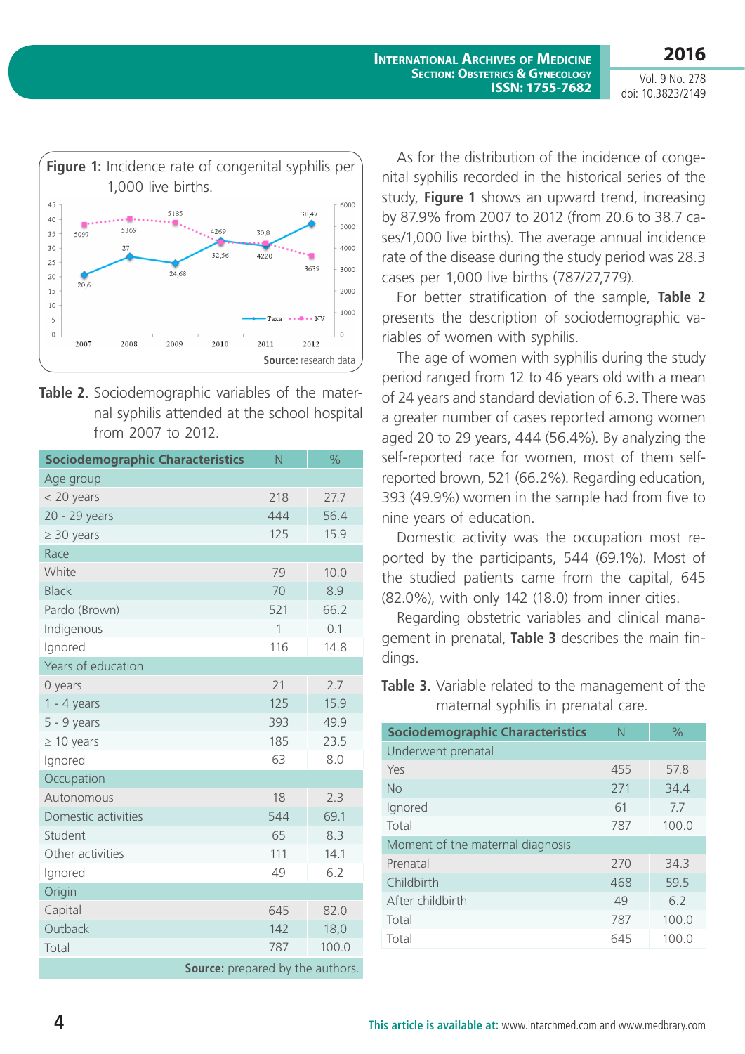**Figure 1:** Incidence rate of congenital syphilis per 1,000 live births.

45
40
35
30
25
20
15
10
5
0

6000
5000
4000
3000
2000
1000
0

5097
5369
5185
4269
4220
3639

20,6
27
24,68
32,56
30,8
38,47

2007
2008
2009
2010
2011
2012

Taxa
NV

**Source:** research data

**Table 2.** Sociodemographic variables of the maternal syphilis attended at the school hospital from 2007 to 2012.

| Sociodemographic Characteristics | N | % |
|---|---|---|
| Age group | | |
| < 20 years | 218 | 27.7 |
| 20 - 29 years | 444 | 56.4 |
| ≥ 30 years | 125 | 15.9 |
| Race | | |
| White | 79 | 10.0 |
| Black | 70 | 8.9 |
| Pardo (Brown) | 521 | 66.2 |
| Indigenous | 1 | 0.1 |
| Ignored | 116 | 14.8 |
| Years of education | | |
| 0 years | 21 | 2.7 |
| 1 - 4 years | 125 | 15.9 |
| 5 - 9 years | 393 | 49.9 |
| ≥ 10 years | 185 | 23.5 |
| Ignored | 63 | 8.0 |
| Occupation | | |
| Autonomous | 18 | 2.3 |
| Domestic activities | 544 | 69.1 |
| Student | 65 | 8.3 |
| Other activities | 111 | 14.1 |
| Ignored | 49 | 6.2 |
| Origin | | |
| Capital | 645 | 82.0 |
| Outback | 142 | 18,0 |
| Total | 787 | 100.0 |

**Source:** prepared by the authors.

As for the distribution of the incidence of congenital syphilis recorded in the historical series of the study, **Figure 1** shows an upward trend, increasing by 87.9% from 2007 to 2012 (from 20.6 to 38.7 cases/1,000 live births). The average annual incidence rate of the disease during the study period was 28.3 cases per 1,000 live births (787/27,779).

For better stratification of the sample, **Table 2** presents the description of sociodemographic variables of women with syphilis.

The age of women with syphilis during the study period ranged from 12 to 46 years old with a mean of 24 years and standard deviation of 6.3. There was a greater number of cases reported among women aged 20 to 29 years, 444 (56.4%). By analyzing the self-reported race for women, most of them self-reported brown, 521 (66.2%). Regarding education, 393 (49.9%) women in the sample had from five to nine years of education.

Domestic activity was the occupation most reported by the participants, 544 (69.1%). Most of the studied patients came from the capital, 645 (82.0%), with only 142 (18.0) from inner cities.

Regarding obstetric variables and clinical management in prenatal, **Table 3** describes the main findings.

**Table 3.** Variable related to the management of the maternal syphilis in prenatal care.

| Sociodemographic Characteristics | N | % |
|---|---|---|
| Underwent prenatal | | |
| Yes | 455 | 57.8 |
| No | 271 | 34.4 |
| Ignored | 61 | 7.7 |
| Total | 787 | 100.0 |
| Moment of the maternal diagnosis | | |
| Prenatal | 270 | 34.3 |
| Childbirth | 468 | 59.5 |
| After childbirth | 49 | 6.2 |
| Total | 787 | 100.0 |
| Total | 645 | 100.0 |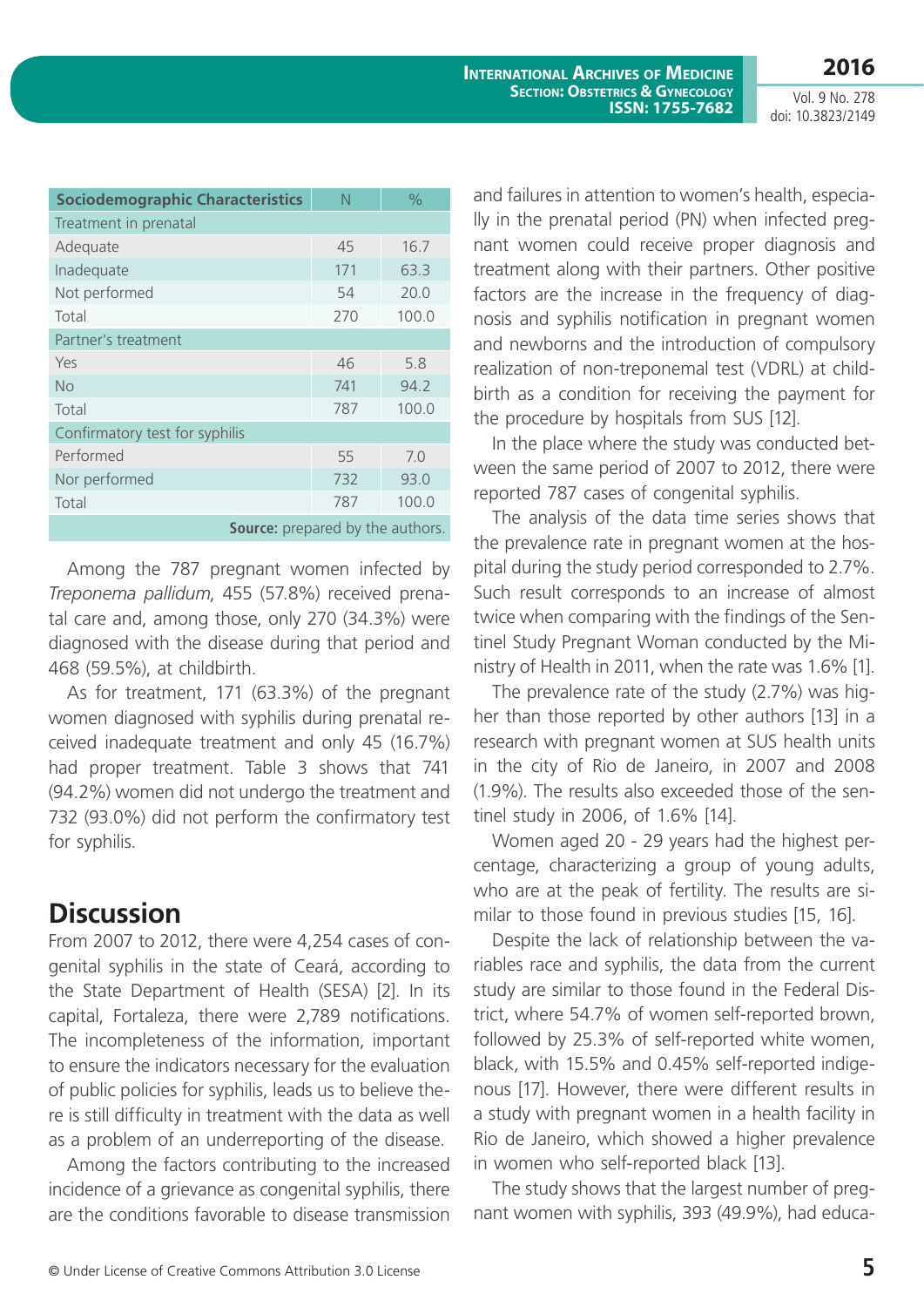| Sociodemographic Characteristics | N | % |
|---|---|---|
| Treatment in prenatal | | |
| Adequate | 45 | 16.7 |
| Inadequate | 171 | 63.3 |
| Not performed | 54 | 20.0 |
| Total | 270 | 100.0 |
| Partner's treatment | | |
| Yes | 46 | 5.8 |
| No | 741 | 94.2 |
| Total | 787 | 100.0 |
| Confirmatory test for syphilis | | |
| Performed | 55 | 7.0 |
| Nor performed | 732 | 93.0 |
| Total | 787 | 100.0 |

**Source:** prepared by the authors.

Among the 787 pregnant women infected by *Treponema pallidum*, 455 (57.8%) received prenatal care and, among those, only 270 (34.3%) were diagnosed with the disease during that period and 468 (59.5%), at childbirth.

As for treatment, 171 (63.3%) of the pregnant women diagnosed with syphilis during prenatal received inadequate treatment and only 45 (16.7%) had proper treatment. Table 3 shows that 741 (94.2%) women did not undergo the treatment and 732 (93.0%) did not perform the confirmatory test for syphilis.

## Discussion

From 2007 to 2012, there were 4,254 cases of congenital syphilis in the state of Ceará, according to the State Department of Health (SESA) [2]. In its capital, Fortaleza, there were 2,789 notifications. The incompleteness of the information, important to ensure the indicators necessary for the evaluation of public policies for syphilis, leads us to believe there is still difficulty in treatment with the data as well as a problem of an underreporting of the disease.

Among the factors contributing to the increased incidence of a grievance as congenital syphilis, there are the conditions favorable to disease transmission and failures in attention to women's health, especially in the prenatal period (PN) when infected pregnant women could receive proper diagnosis and treatment along with their partners. Other positive factors are the increase in the frequency of diagnosis and syphilis notification in pregnant women and newborns and the introduction of compulsory realization of non-treponemal test (VDRL) at childbirth as a condition for receiving the payment for the procedure by hospitals from SUS [12].

In the place where the study was conducted between the same period of 2007 to 2012, there were reported 787 cases of congenital syphilis.

The analysis of the data time series shows that the prevalence rate in pregnant women at the hospital during the study period corresponded to 2.7%. Such result corresponds to an increase of almost twice when comparing with the findings of the Sentinel Study Pregnant Woman conducted by the Ministry of Health in 2011, when the rate was 1.6% [1].

The prevalence rate of the study (2.7%) was higher than those reported by other authors [13] in a research with pregnant women at SUS health units in the city of Rio de Janeiro, in 2007 and 2008 (1.9%). The results also exceeded those of the sentinel study in 2006, of 1.6% [14].

Women aged 20 - 29 years had the highest percentage, characterizing a group of young adults, who are at the peak of fertility. The results are similar to those found in previous studies [15, 16].

Despite the lack of relationship between the variables race and syphilis, the data from the current study are similar to those found in the Federal District, where 54.7% of women self-reported brown, followed by 25.3% of self-reported white women, black, with 15.5% and 0.45% self-reported indigenous [17]. However, there were different results in a study with pregnant women in a health facility in Rio de Janeiro, which showed a higher prevalence in women who self-reported black [13].

The study shows that the largest number of pregnant women with syphilis, 393 (49.9%), had educa-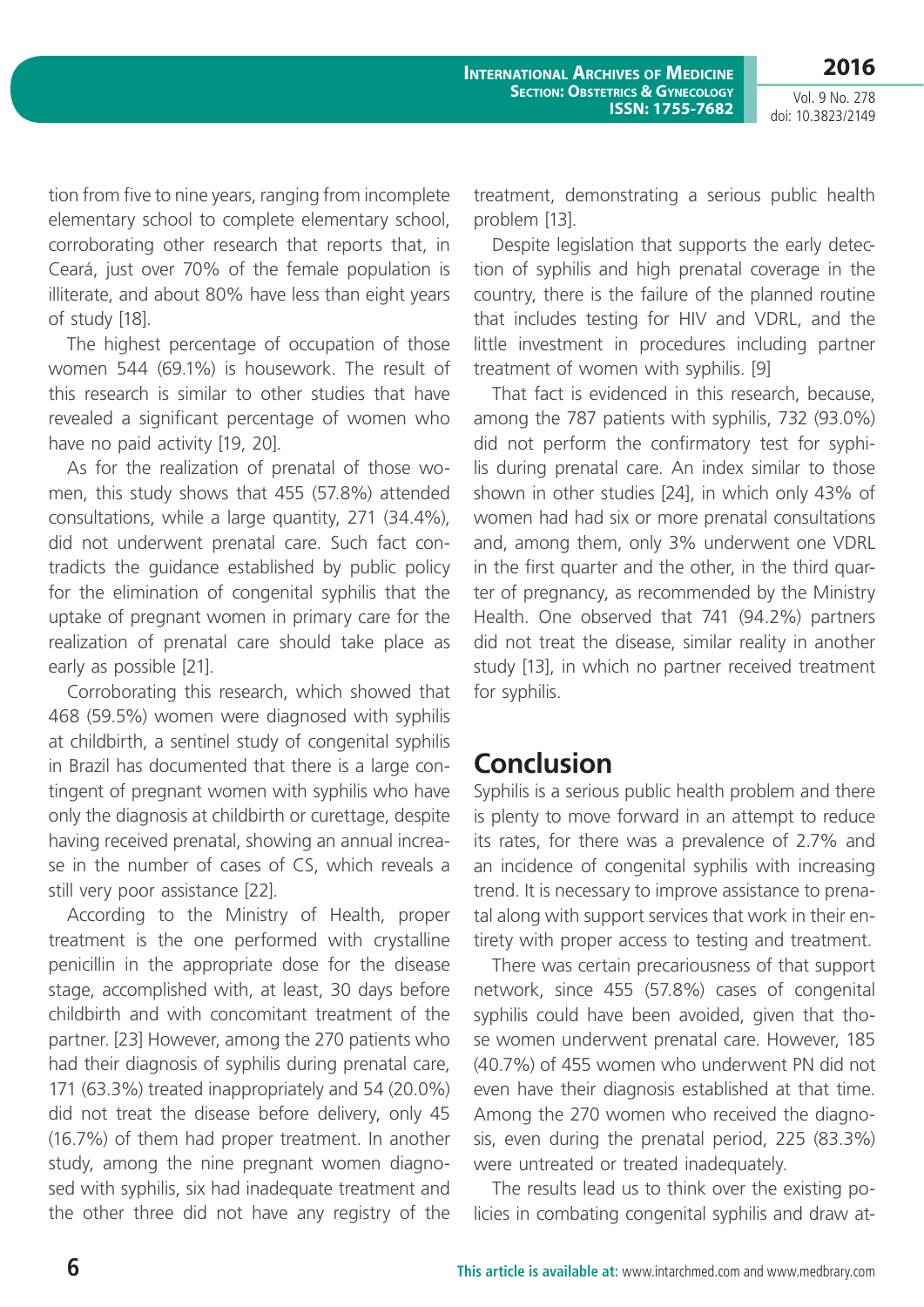tion from five to nine years, ranging from incomplete elementary school to complete elementary school, corroborating other research that reports that, in Ceará, just over 70% of the female population is illiterate, and about 80% have less than eight years of study [18].

The highest percentage of occupation of those women 544 (69.1%) is housework. The result of this research is similar to other studies that have revealed a significant percentage of women who have no paid activity [19, 20].

As for the realization of prenatal of those women, this study shows that 455 (57.8%) attended consultations, while a large quantity, 271 (34.4%), did not underwent prenatal care. Such fact contradicts the guidance established by public policy for the elimination of congenital syphilis that the uptake of pregnant women in primary care for the realization of prenatal care should take place as early as possible [21].

Corroborating this research, which showed that 468 (59.5%) women were diagnosed with syphilis at childbirth, a sentinel study of congenital syphilis in Brazil has documented that there is a large contingent of pregnant women with syphilis who have only the diagnosis at childbirth or curettage, despite having received prenatal, showing an annual increase in the number of cases of CS, which reveals a still very poor assistance [22].

According to the Ministry of Health, proper treatment is the one performed with crystalline penicillin in the appropriate dose for the disease stage, accomplished with, at least, 30 days before childbirth and with concomitant treatment of the partner. [23] However, among the 270 patients who had their diagnosis of syphilis during prenatal care, 171 (63.3%) treated inappropriately and 54 (20.0%) did not treat the disease before delivery, only 45 (16.7%) of them had proper treatment. In another study, among the nine pregnant women diagnosed with syphilis, six had inadequate treatment and the other three did not have any registry of the treatment, demonstrating a serious public health problem [13].

Despite legislation that supports the early detection of syphilis and high prenatal coverage in the country, there is the failure of the planned routine that includes testing for HIV and VDRL, and the little investment in procedures including partner treatment of women with syphilis. [9]

That fact is evidenced in this research, because, among the 787 patients with syphilis, 732 (93.0%) did not perform the confirmatory test for syphilis during prenatal care. An index similar to those shown in other studies [24], in which only 43% of women had had six or more prenatal consultations and, among them, only 3% underwent one VDRL in the first quarter and the other, in the third quarter of pregnancy, as recommended by the Ministry Health. One observed that 741 (94.2%) partners did not treat the disease, similar reality in another study [13], in which no partner received treatment for syphilis.

## Conclusion

Syphilis is a serious public health problem and there is plenty to move forward in an attempt to reduce its rates, for there was a prevalence of 2.7% and an incidence of congenital syphilis with increasing trend. It is necessary to improve assistance to prenatal along with support services that work in their entirety with proper access to testing and treatment.

There was certain precariousness of that support network, since 455 (57.8%) cases of congenital syphilis could have been avoided, given that those women underwent prenatal care. However, 185 (40.7%) of 455 women who underwent PN did not even have their diagnosis established at that time. Among the 270 women who received the diagnosis, even during the prenatal period, 225 (83.3%) were untreated or treated inadequately.

The results lead us to think over the existing policies in combating congenital syphilis and draw at-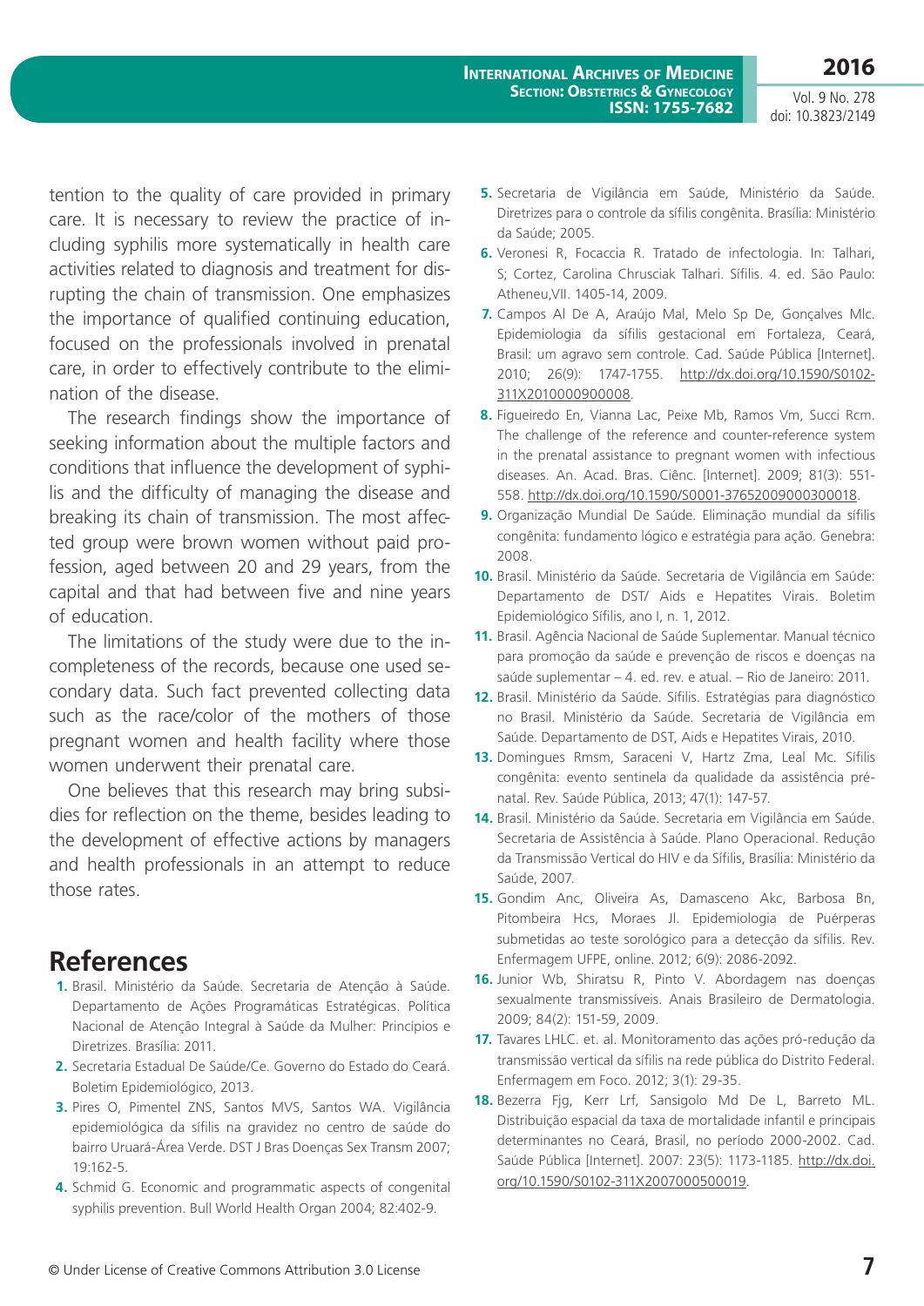tention to the quality of care provided in primary care. It is necessary to review the practice of including syphilis more systematically in health care activities related to diagnosis and treatment for disrupting the chain of transmission. One emphasizes the importance of qualified continuing education, focused on the professionals involved in prenatal care, in order to effectively contribute to the elimination of the disease.

The research findings show the importance of seeking information about the multiple factors and conditions that influence the development of syphilis and the difficulty of managing the disease and breaking its chain of transmission. The most affected group were brown women without paid profession, aged between 20 and 29 years, from the capital and that had between five and nine years of education.

The limitations of the study were due to the incompleteness of the records, because one used secondary data. Such fact prevented collecting data such as the race/color of the mothers of those pregnant women and health facility where those women underwent their prenatal care.

One believes that this research may bring subsidies for reflection on the theme, besides leading to the development of effective actions by managers and health professionals in an attempt to reduce those rates.

# References

1. Brasil. Ministério da Saúde. Secretaria de Atenção à Saúde. Departamento de Ações Programáticas Estratégicas. Política Nacional de Atenção Integral à Saúde da Mulher: Princípios e Diretrizes. Brasília: 2011.
2. Secretaria Estadual De Saúde/Ce. Governo do Estado do Ceará. Boletim Epidemiológico, 2013.
3. Pires O, Pimentel ZNS, Santos MVS, Santos WA. Vigilância epidemiológica da sífilis na gravidez no centro de saúde do bairro Uruará-Área Verde. DST J Bras Doenças Sex Transm 2007; 19:162-5.
4. Schmid G. Economic and programmatic aspects of congenital syphilis prevention. Bull World Health Organ 2004; 82:402-9.
5. Secretaria de Vigilância em Saúde, Ministério da Saúde. Diretrizes para o controle da sífilis congênita. Brasília: Ministério da Saúde; 2005.
6. Veronesi R, Focaccia R. Tratado de infectologia. In: Talhari, S; Cortez, Carolina Chrusciak Talhari. Sífilis. 4. ed. São Paulo: Atheneu,VII. 1405-14, 2009.
7. Campos Al De A, Araújo Mal, Melo Sp De, Gonçalves Mlc. Epidemiologia da sífilis gestacional em Fortaleza, Ceará, Brasil: um agravo sem controle. Cad. Saúde Pública [Internet]. 2010; 26(9): 1747-1755. http://dx.doi.org/10.1590/S0102-311X2010000900008.
8. Figueiredo En, Vianna Lac, Peixe Mb, Ramos Vm, Succi Rcm. The challenge of the reference and counter-reference system in the prenatal assistance to pregnant women with infectious diseases. An. Acad. Bras. Ciênc. [Internet]. 2009; 81(3): 551-558. http://dx.doi.org/10.1590/S0001-37652009000300018.
9. Organização Mundial De Saúde. Eliminação mundial da sífilis congênita: fundamento lógico e estratégia para ação. Genebra: 2008.
10. Brasil. Ministério da Saúde. Secretaria de Vigilância em Saúde: Departamento de DST/ Aids e Hepatites Virais. Boletim Epidemiológico Sífilis, ano I, n. 1, 2012.
11. Brasil. Agência Nacional de Saúde Suplementar. Manual técnico para promoção da saúde e prevenção de riscos e doenças na saúde suplementar – 4. ed. rev. e atual. – Rio de Janeiro: 2011.
12. Brasil. Ministério da Saúde. Sífilis. Estratégias para diagnóstico no Brasil. Ministério da Saúde. Secretaria de Vigilância em Saúde. Departamento de DST, Aids e Hepatites Virais, 2010.
13. Domingues Rmsm, Saraceni V, Hartz Zma, Leal Mc. Sífilis congênita: evento sentinela da qualidade da assistência pré-natal. Rev. Saúde Pública, 2013; 47(1): 147-57.
14. Brasil. Ministério da Saúde. Secretaria em Vigilância em Saúde. Secretaria de Assistência à Saúde. Plano Operacional. Redução da Transmissão Vertical do HIV e da Sífilis, Brasília: Ministério da Saúde, 2007.
15. Gondim Anc, Oliveira As, Damasceno Akc, Barbosa Bn, Pitombeira Hcs, Moraes Jl. Epidemiologia de Puérperas submetidas ao teste sorológico para a detecção da sífilis. Rev. Enfermagem UFPE, online. 2012; 6(9): 2086-2092.
16. Junior Wb, Shiratsu R, Pinto V. Abordagem nas doenças sexualmente transmissíveis. Anais Brasileiro de Dermatologia. 2009; 84(2): 151-59, 2009.
17. Tavares LHLC. et. al. Monitoramento das ações pró-redução da transmissão vertical da sífilis na rede pública do Distrito Federal. Enfermagem em Foco. 2012; 3(1): 29-35.
18. Bezerra Fjg, Kerr Lrf, Sansigolo Md De L, Barreto ML. Distribuição espacial da taxa de mortalidade infantil e principais determinantes no Ceará, Brasil, no período 2000-2002. Cad. Saúde Pública [Internet]. 2007: 23(5): 1173-1185. http://dx.doi.org/10.1590/S0102-311X2007000500019.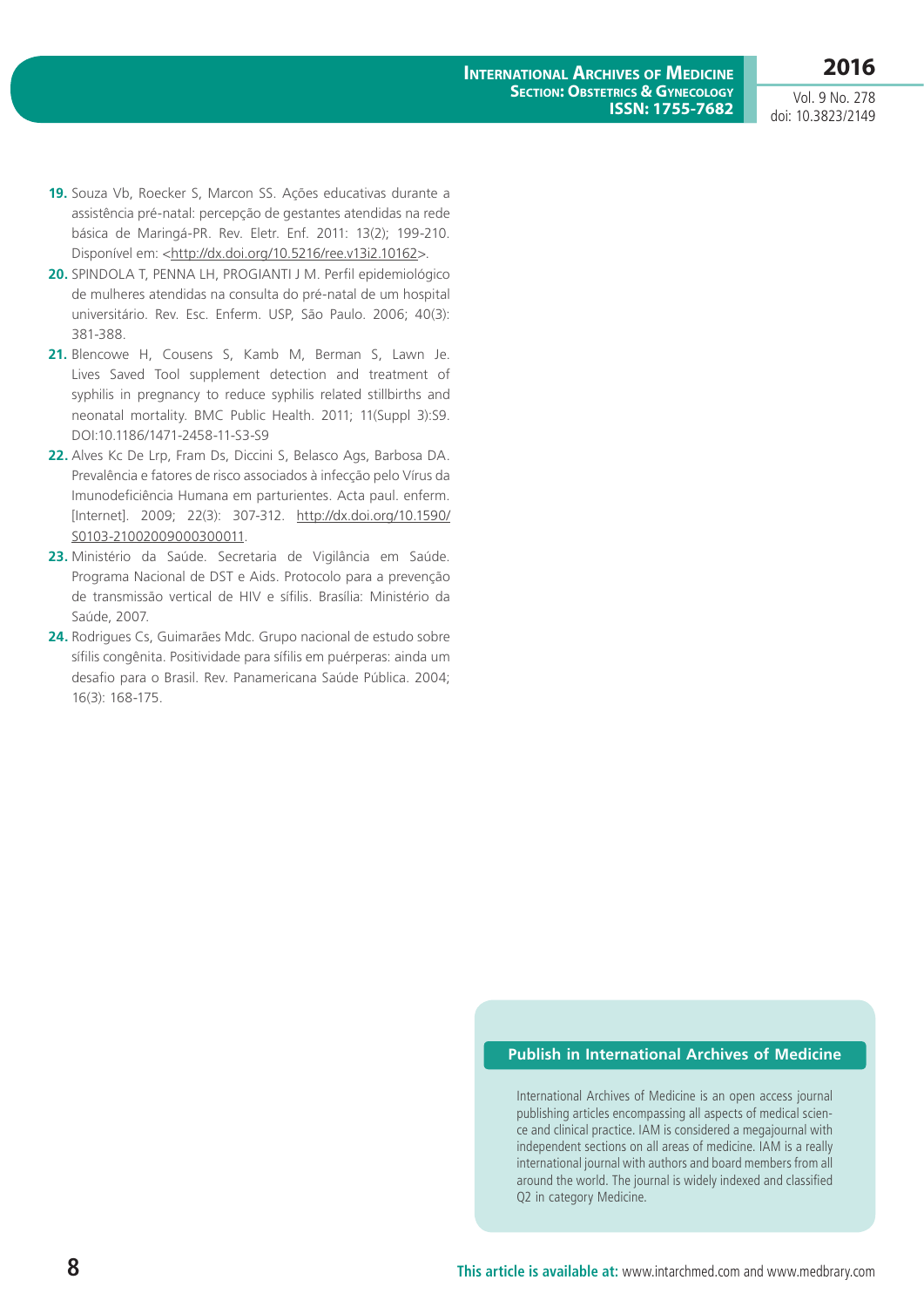19. Souza Vb, Roecker S, Marcon SS. Ações educativas durante a assistência pré-natal: percepção de gestantes atendidas na rede básica de Maringá-PR. Rev. Eletr. Enf. 2011: 13(2); 199-210. Disponível em: <http://dx.doi.org/10.5216/ree.v13i2.10162>.
20. SPINDOLA T, PENNA LH, PROGIANTI J M. Perfil epidemiológico de mulheres atendidas na consulta do pré-natal de um hospital universitário. Rev. Esc. Enferm. USP, São Paulo. 2006; 40(3): 381-388.
21. Blencowe H, Cousens S, Kamb M, Berman S, Lawn Je. Lives Saved Tool supplement detection and treatment of syphilis in pregnancy to reduce syphilis related stillbirths and neonatal mortality. BMC Public Health. 2011; 11(Suppl 3):S9. DOI:10.1186/1471-2458-11-S3-S9
22. Alves Kc De Lrp, Fram Ds, Diccini S, Belasco Ags, Barbosa DA. Prevalência e fatores de risco associados à infecção pelo Vírus da Imunodeficiência Humana em parturientes. Acta paul. enferm. [Internet]. 2009; 22(3): 307-312. http://dx.doi.org/10.1590/S0103-21002009000300011.
23. Ministério da Saúde. Secretaria de Vigilância em Saúde. Programa Nacional de DST e Aids. Protocolo para a prevenção de transmissão vertical de HIV e sífilis. Brasília: Ministério da Saúde, 2007.
24. Rodrigues Cs, Guimarães Mdc. Grupo nacional de estudo sobre sífilis congênita. Positividade para sífilis em puérperas: ainda um desafio para o Brasil. Rev. Panamericana Saúde Pública. 2004; 16(3): 168-175.

**Publish in International Archives of Medicine**

International Archives of Medicine is an open access journal publishing articles encompassing all aspects of medical science and clinical practice. IAM is considered a megajournal with independent sections on all areas of medicine. IAM is a really international journal with authors and board members from all around the world. The journal is widely indexed and classified Q2 in category Medicine.